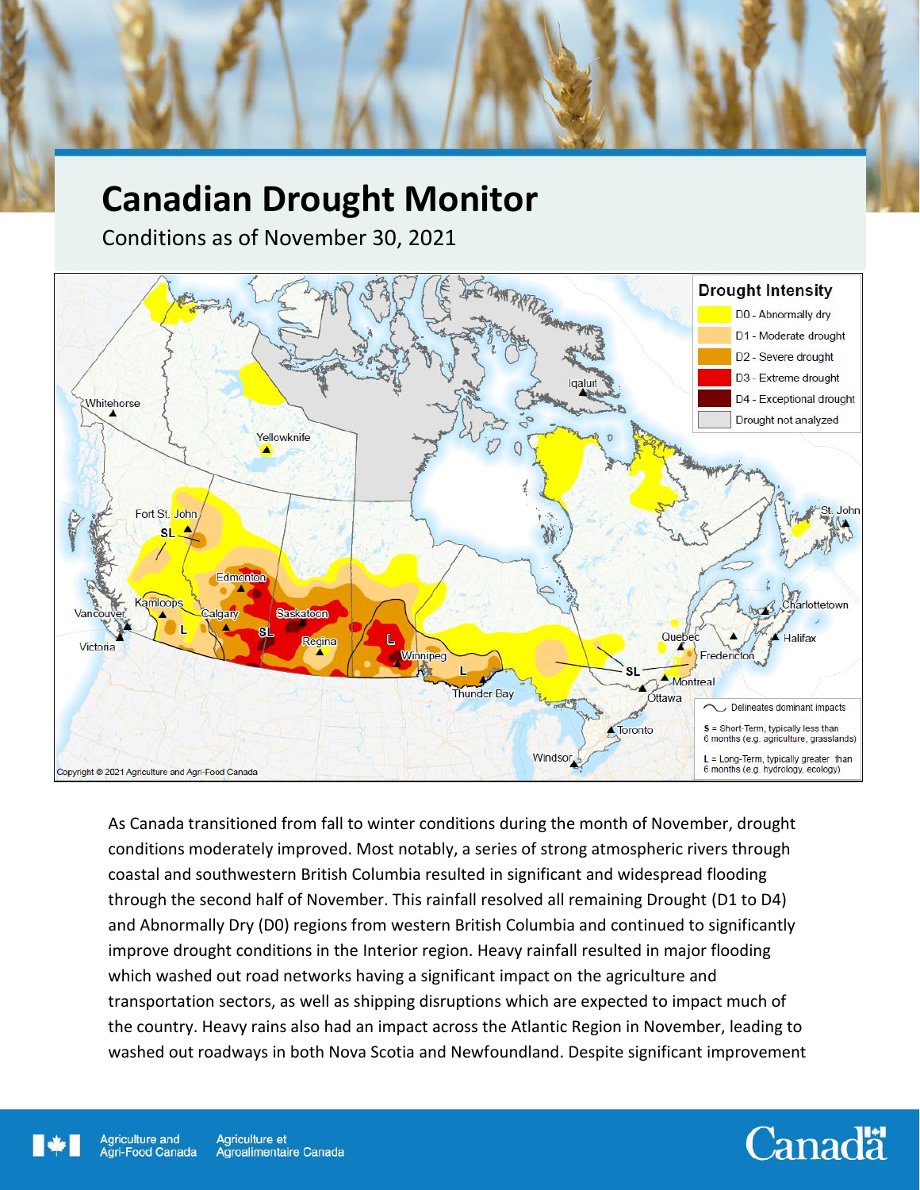# Canadian Drought Monitor

Conditions as of November 30, 2021

As Canada transitioned from fall to winter conditions during the month of November, drought conditions moderately improved. Most notably, a series of strong atmospheric rivers through coastal and southwestern British Columbia resulted in significant and widespread flooding through the second half of November. This rainfall resolved all remaining Drought (D1 to D4) and Abnormally Dry (D0) regions from western British Columbia and continued to significantly improve drought conditions in the Interior region. Heavy rainfall resulted in major flooding which washed out road networks having a significant impact on the agriculture and transportation sectors, as well as shipping disruptions which are expected to impact much of the country. Heavy rains also had an impact across the Atlantic Region in November, leading to washed out roadways in both Nova Scotia and Newfoundland. Despite significant improvement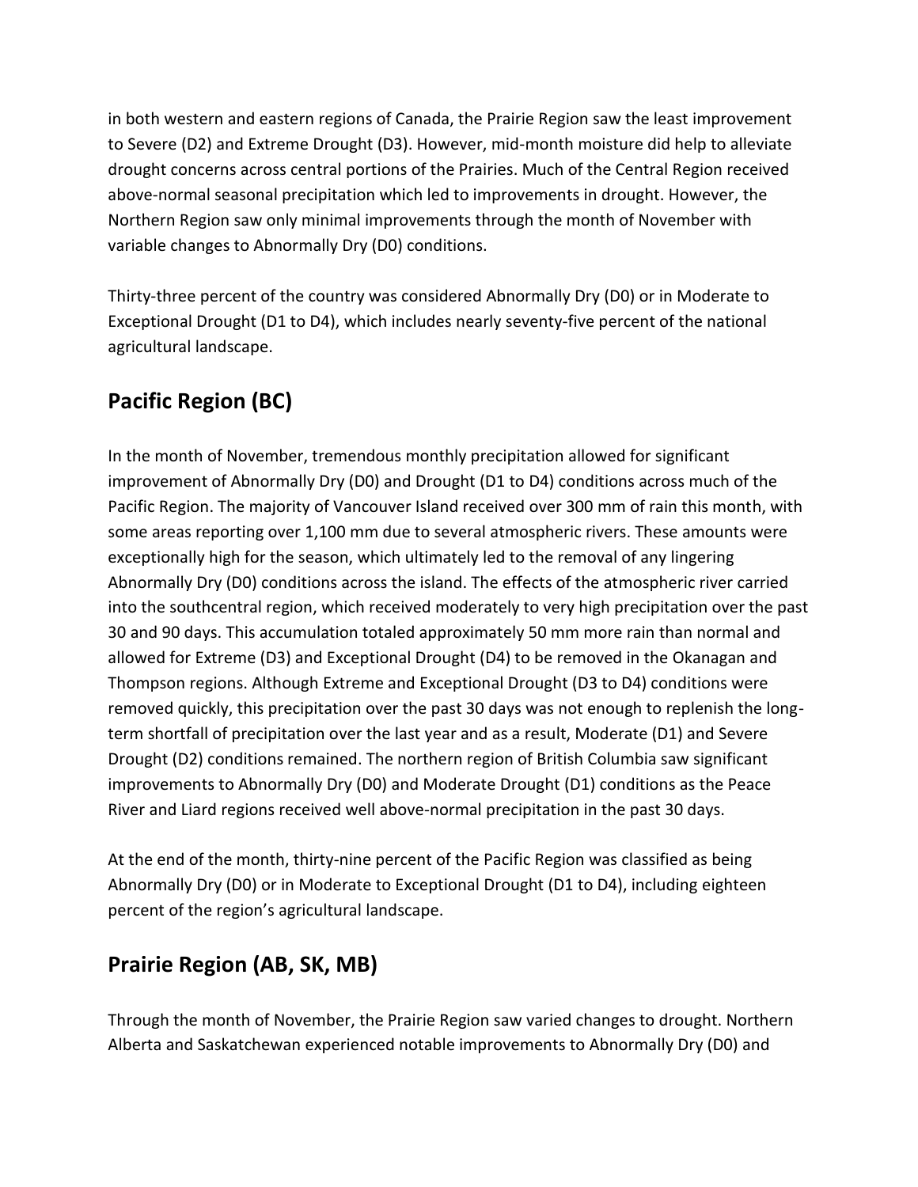in both western and eastern regions of Canada, the Prairie Region saw the least improvement to Severe (D2) and Extreme Drought (D3). However, mid-month moisture did help to alleviate drought concerns across central portions of the Prairies. Much of the Central Region received above-normal seasonal precipitation which led to improvements in drought. However, the Northern Region saw only minimal improvements through the month of November with variable changes to Abnormally Dry (D0) conditions.

Thirty-three percent of the country was considered Abnormally Dry (D0) or in Moderate to Exceptional Drought (D1 to D4), which includes nearly seventy-five percent of the national agricultural landscape.

## Pacific Region (BC)

In the month of November, tremendous monthly precipitation allowed for significant improvement of Abnormally Dry (D0) and Drought (D1 to D4) conditions across much of the Pacific Region. The majority of Vancouver Island received over 300 mm of rain this month, with some areas reporting over 1,100 mm due to several atmospheric rivers. These amounts were exceptionally high for the season, which ultimately led to the removal of any lingering Abnormally Dry (D0) conditions across the island. The effects of the atmospheric river carried into the southcentral region, which received moderately to very high precipitation over the past 30 and 90 days. This accumulation totaled approximately 50 mm more rain than normal and allowed for Extreme (D3) and Exceptional Drought (D4) to be removed in the Okanagan and Thompson regions. Although Extreme and Exceptional Drought (D3 to D4) conditions were removed quickly, this precipitation over the past 30 days was not enough to replenish the long-term shortfall of precipitation over the last year and as a result, Moderate (D1) and Severe Drought (D2) conditions remained. The northern region of British Columbia saw significant improvements to Abnormally Dry (D0) and Moderate Drought (D1) conditions as the Peace River and Liard regions received well above-normal precipitation in the past 30 days.

At the end of the month, thirty-nine percent of the Pacific Region was classified as being Abnormally Dry (D0) or in Moderate to Exceptional Drought (D1 to D4), including eighteen percent of the region's agricultural landscape.

## Prairie Region (AB, SK, MB)

Through the month of November, the Prairie Region saw varied changes to drought. Northern Alberta and Saskatchewan experienced notable improvements to Abnormally Dry (D0) and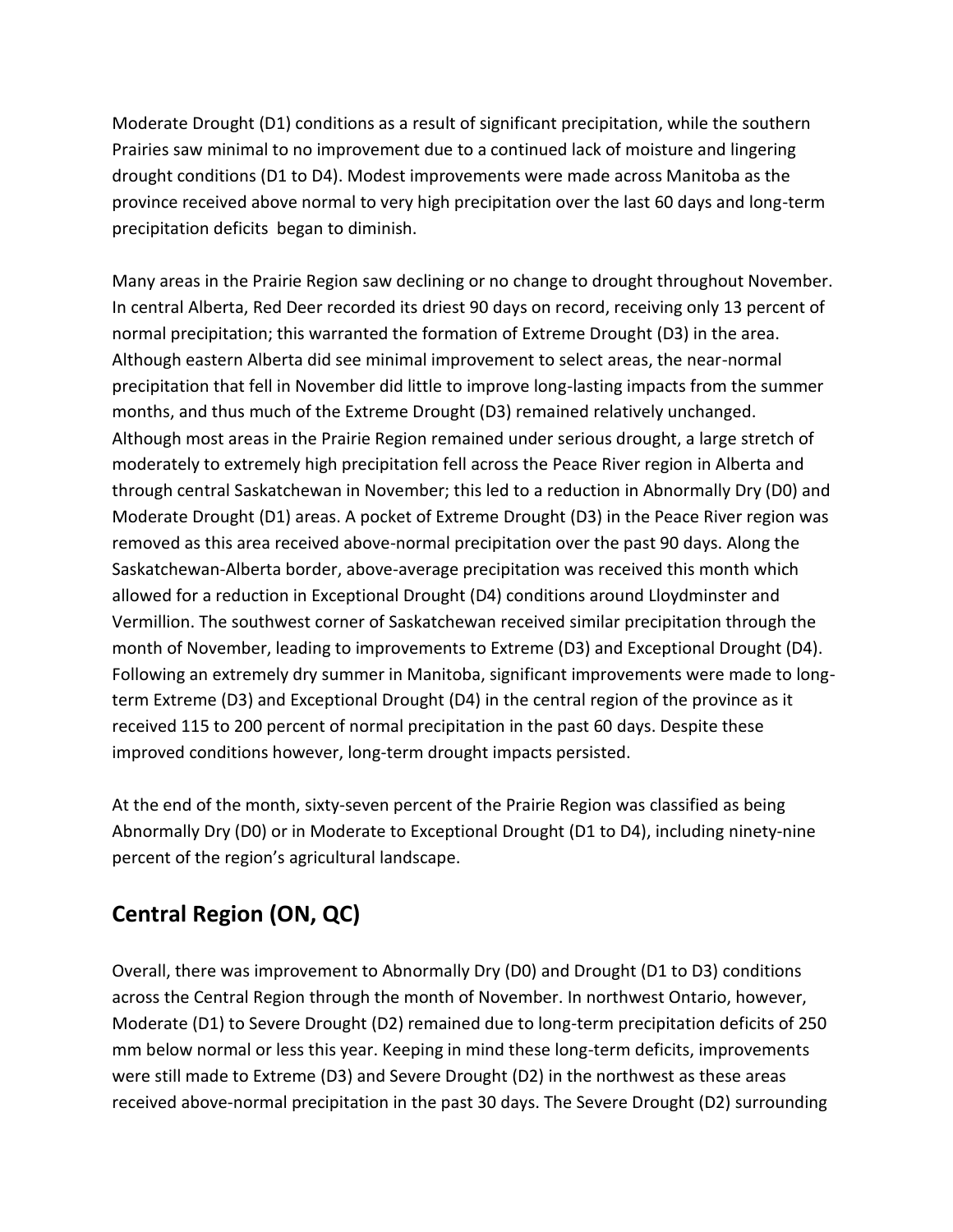Moderate Drought (D1) conditions as a result of significant precipitation, while the southern Prairies saw minimal to no improvement due to a continued lack of moisture and lingering drought conditions (D1 to D4). Modest improvements were made across Manitoba as the province received above normal to very high precipitation over the last 60 days and long-term precipitation deficits began to diminish.

Many areas in the Prairie Region saw declining or no change to drought throughout November. In central Alberta, Red Deer recorded its driest 90 days on record, receiving only 13 percent of normal precipitation; this warranted the formation of Extreme Drought (D3) in the area. Although eastern Alberta did see minimal improvement to select areas, the near-normal precipitation that fell in November did little to improve long-lasting impacts from the summer months, and thus much of the Extreme Drought (D3) remained relatively unchanged. Although most areas in the Prairie Region remained under serious drought, a large stretch of moderately to extremely high precipitation fell across the Peace River region in Alberta and through central Saskatchewan in November; this led to a reduction in Abnormally Dry (D0) and Moderate Drought (D1) areas. A pocket of Extreme Drought (D3) in the Peace River region was removed as this area received above-normal precipitation over the past 90 days. Along the Saskatchewan-Alberta border, above-average precipitation was received this month which allowed for a reduction in Exceptional Drought (D4) conditions around Lloydminster and Vermillion. The southwest corner of Saskatchewan received similar precipitation through the month of November, leading to improvements to Extreme (D3) and Exceptional Drought (D4). Following an extremely dry summer in Manitoba, significant improvements were made to long-term Extreme (D3) and Exceptional Drought (D4) in the central region of the province as it received 115 to 200 percent of normal precipitation in the past 60 days. Despite these improved conditions however, long-term drought impacts persisted.

At the end of the month, sixty-seven percent of the Prairie Region was classified as being Abnormally Dry (D0) or in Moderate to Exceptional Drought (D1 to D4), including ninety-nine percent of the region's agricultural landscape.

## Central Region (ON, QC)

Overall, there was improvement to Abnormally Dry (D0) and Drought (D1 to D3) conditions across the Central Region through the month of November. In northwest Ontario, however, Moderate (D1) to Severe Drought (D2) remained due to long-term precipitation deficits of 250 mm below normal or less this year. Keeping in mind these long-term deficits, improvements were still made to Extreme (D3) and Severe Drought (D2) in the northwest as these areas received above-normal precipitation in the past 30 days. The Severe Drought (D2) surrounding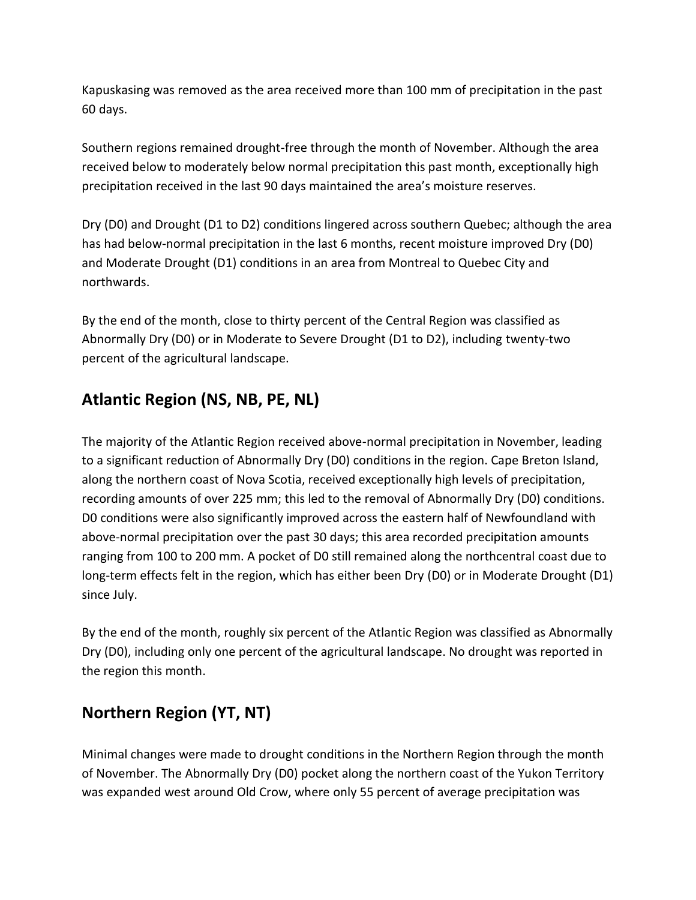Kapuskasing was removed as the area received more than 100 mm of precipitation in the past 60 days.

Southern regions remained drought-free through the month of November. Although the area received below to moderately below normal precipitation this past month, exceptionally high precipitation received in the last 90 days maintained the area's moisture reserves.

Dry (D0) and Drought (D1 to D2) conditions lingered across southern Quebec; although the area has had below-normal precipitation in the last 6 months, recent moisture improved Dry (D0) and Moderate Drought (D1) conditions in an area from Montreal to Quebec City and northwards.

By the end of the month, close to thirty percent of the Central Region was classified as Abnormally Dry (D0) or in Moderate to Severe Drought (D1 to D2), including twenty-two percent of the agricultural landscape.

## Atlantic Region (NS, NB, PE, NL)

The majority of the Atlantic Region received above-normal precipitation in November, leading to a significant reduction of Abnormally Dry (D0) conditions in the region. Cape Breton Island, along the northern coast of Nova Scotia, received exceptionally high levels of precipitation, recording amounts of over 225 mm; this led to the removal of Abnormally Dry (D0) conditions. D0 conditions were also significantly improved across the eastern half of Newfoundland with above-normal precipitation over the past 30 days; this area recorded precipitation amounts ranging from 100 to 200 mm. A pocket of D0 still remained along the northcentral coast due to long-term effects felt in the region, which has either been Dry (D0) or in Moderate Drought (D1) since July.

By the end of the month, roughly six percent of the Atlantic Region was classified as Abnormally Dry (D0), including only one percent of the agricultural landscape. No drought was reported in the region this month.

## Northern Region (YT, NT)

Minimal changes were made to drought conditions in the Northern Region through the month of November. The Abnormally Dry (D0) pocket along the northern coast of the Yukon Territory was expanded west around Old Crow, where only 55 percent of average precipitation was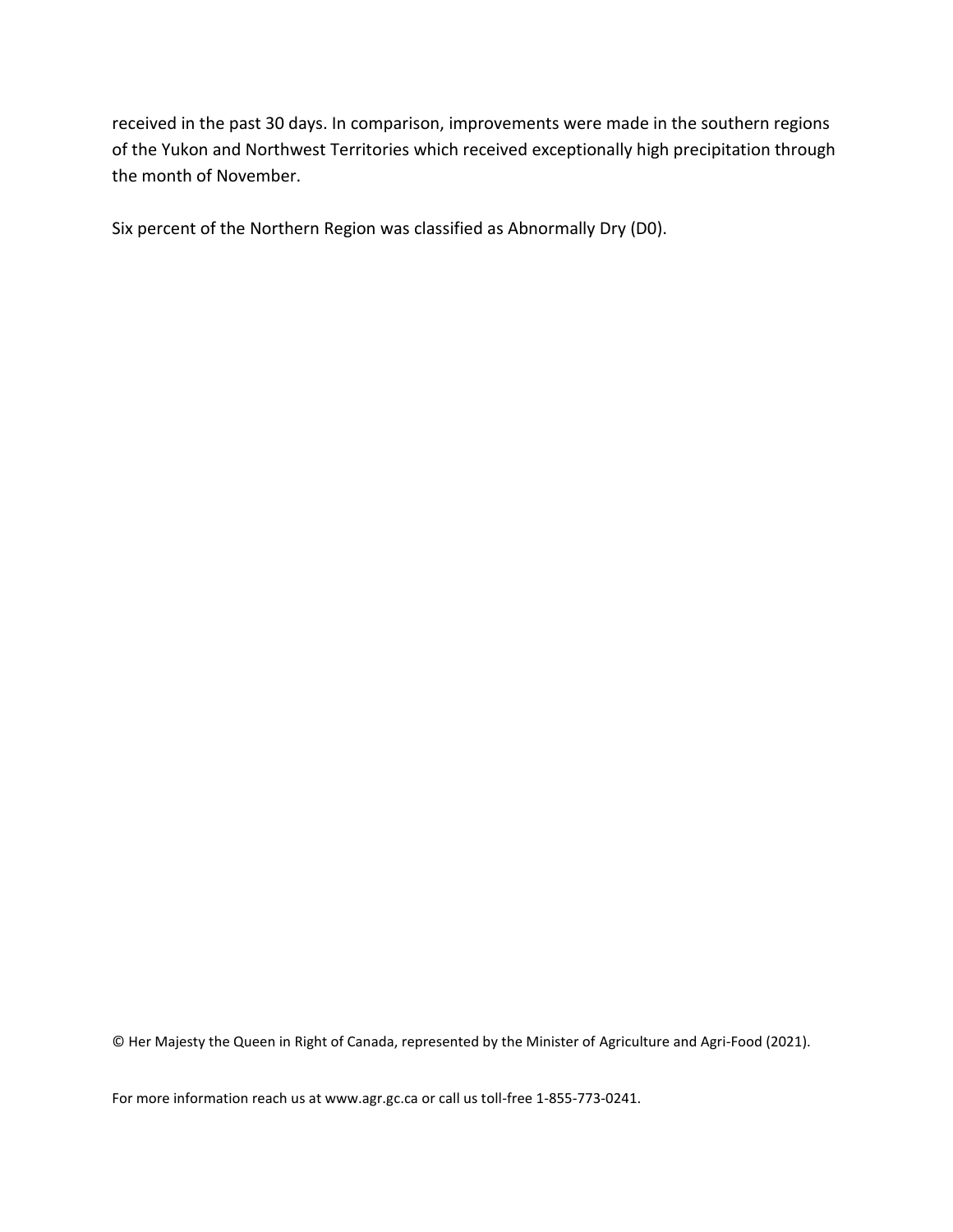received in the past 30 days. In comparison, improvements were made in the southern regions of the Yukon and Northwest Territories which received exceptionally high precipitation through the month of November.

Six percent of the Northern Region was classified as Abnormally Dry (D0).

© Her Majesty the Queen in Right of Canada, represented by the Minister of Agriculture and Agri-Food (2021).

For more information reach us at www.agr.gc.ca or call us toll-free 1-855-773-0241.